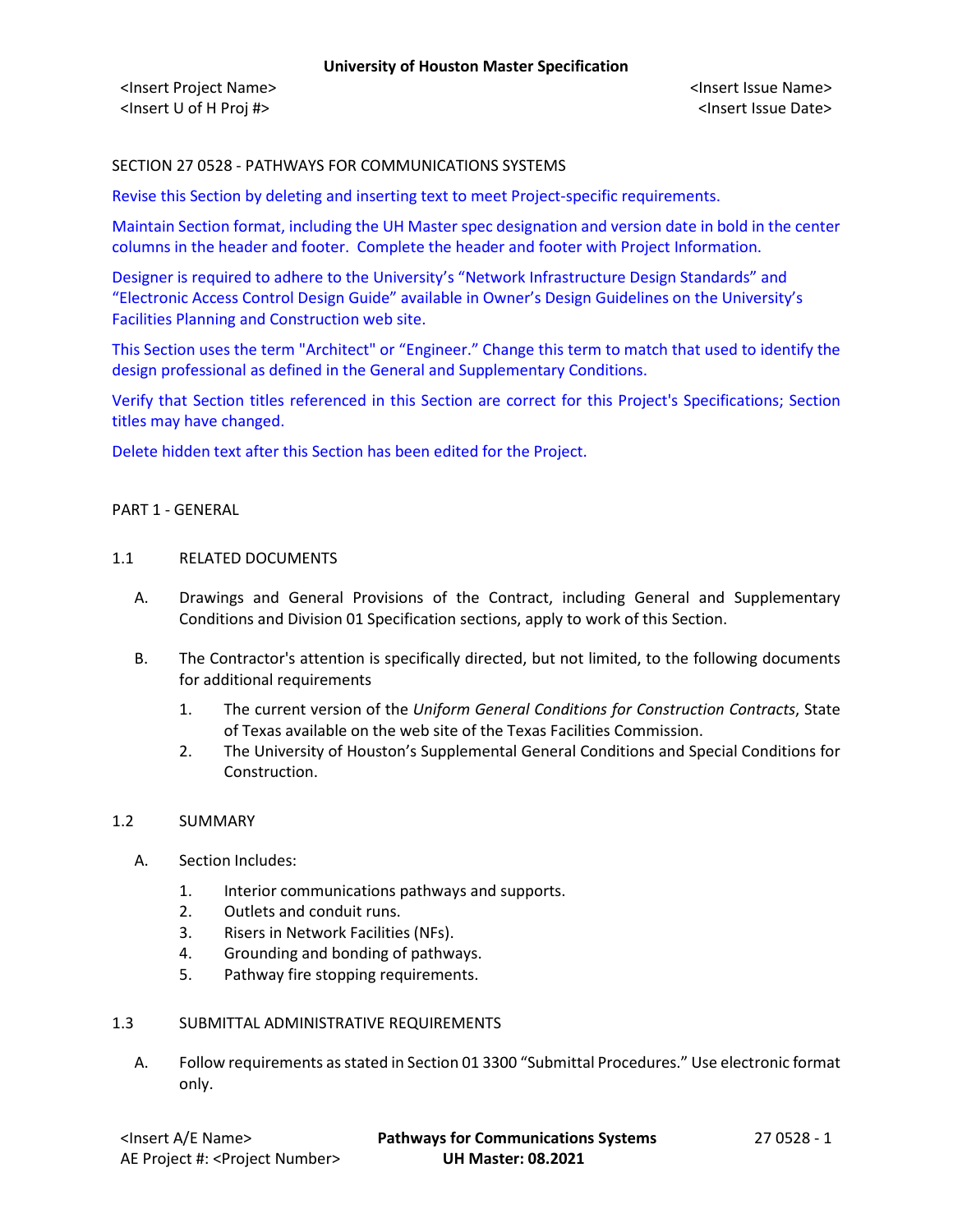SECTION 27 0528 - PATHWAYS FOR COMMUNICATIONS SYSTEMS

Revise this Section by deleting and inserting text to meet Project-specific requirements.

Maintain Section format, including the UH Master spec designation and version date in bold in the center columns in the header and footer. Complete the header and footer with Project Information.

Designer is required to adhere to the University's "Network Infrastructure Design Standards" and "Electronic Access Control Design Guide" available in Owner's Design Guidelines on the University's Facilities Planning and Construction web site.

This Section uses the term "Architect" or "Engineer." Change this term to match that used to identify the design professional as defined in the General and Supplementary Conditions.

Verify that Section titles referenced in this Section are correct for this Project's Specifications; Section titles may have changed.

Delete hidden text after this Section has been edited for the Project.

## PART 1 - GENERAL

### 1.1 RELATED DOCUMENTS

A. Drawings and General Provisions of the Contract, including General and Supplementary Conditions and Division 01 Specification sections, apply to work of this Section.

B. The Contractor's attention is specifically directed, but not limited, to the following documents for additional requirements

1. The current version of the *Uniform General Conditions for Construction Contracts*, State of Texas available on the web site of the Texas Facilities Commission.
2. The University of Houston's Supplemental General Conditions and Special Conditions for Construction.

### 1.2 SUMMARY

A. Section Includes:

1. Interior communications pathways and supports.
2. Outlets and conduit runs.
3. Risers in Network Facilities (NFs).
4. Grounding and bonding of pathways.
5. Pathway fire stopping requirements.

### 1.3 SUBMITTAL ADMINISTRATIVE REQUIREMENTS

A. Follow requirements as stated in Section 01 3300 "Submittal Procedures." Use electronic format only.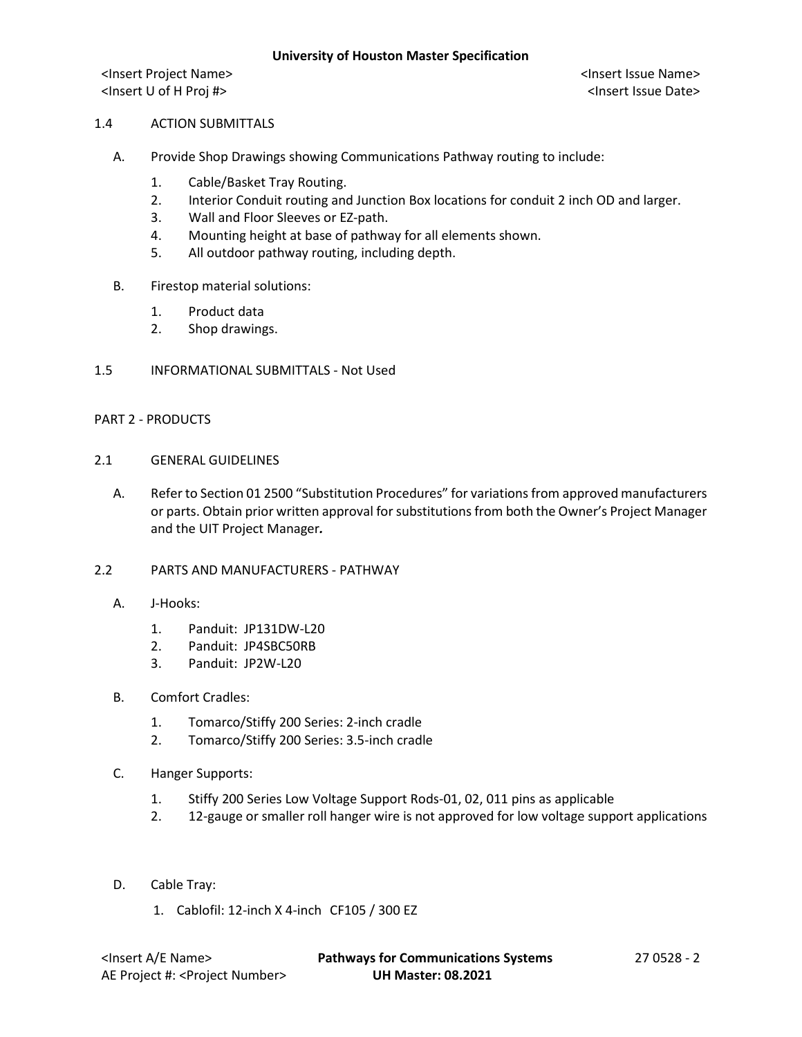## 1.4 ACTION SUBMITTALS

A. Provide Shop Drawings showing Communications Pathway routing to include:

1. Cable/Basket Tray Routing.
2. Interior Conduit routing and Junction Box locations for conduit 2 inch OD and larger.
3. Wall and Floor Sleeves or EZ-path.
4. Mounting height at base of pathway for all elements shown.
5. All outdoor pathway routing, including depth.

B. Firestop material solutions:

1. Product data
2. Shop drawings.

## 1.5 INFORMATIONAL SUBMITTALS - Not Used

# PART 2 - PRODUCTS

## 2.1 GENERAL GUIDELINES

A. Refer to Section 01 2500 "Substitution Procedures" for variations from approved manufacturers or parts. Obtain prior written approval for substitutions from both the Owner's Project Manager and the UIT Project Manager***.***

## 2.2 PARTS AND MANUFACTURERS - PATHWAY

A. J-Hooks:

1. Panduit: JP131DW-L20
2. Panduit: JP4SBC50RB
3. Panduit: JP2W-L20

B. Comfort Cradles:

1. Tomarco/Stiffy 200 Series: 2-inch cradle
2. Tomarco/Stiffy 200 Series: 3.5-inch cradle

C. Hanger Supports:

1. Stiffy 200 Series Low Voltage Support Rods-01, 02, 011 pins as applicable
2. 12-gauge or smaller roll hanger wire is not approved for low voltage support applications

D. Cable Tray:

1. Cablofil: 12-inch X 4-inch CF105 / 300 EZ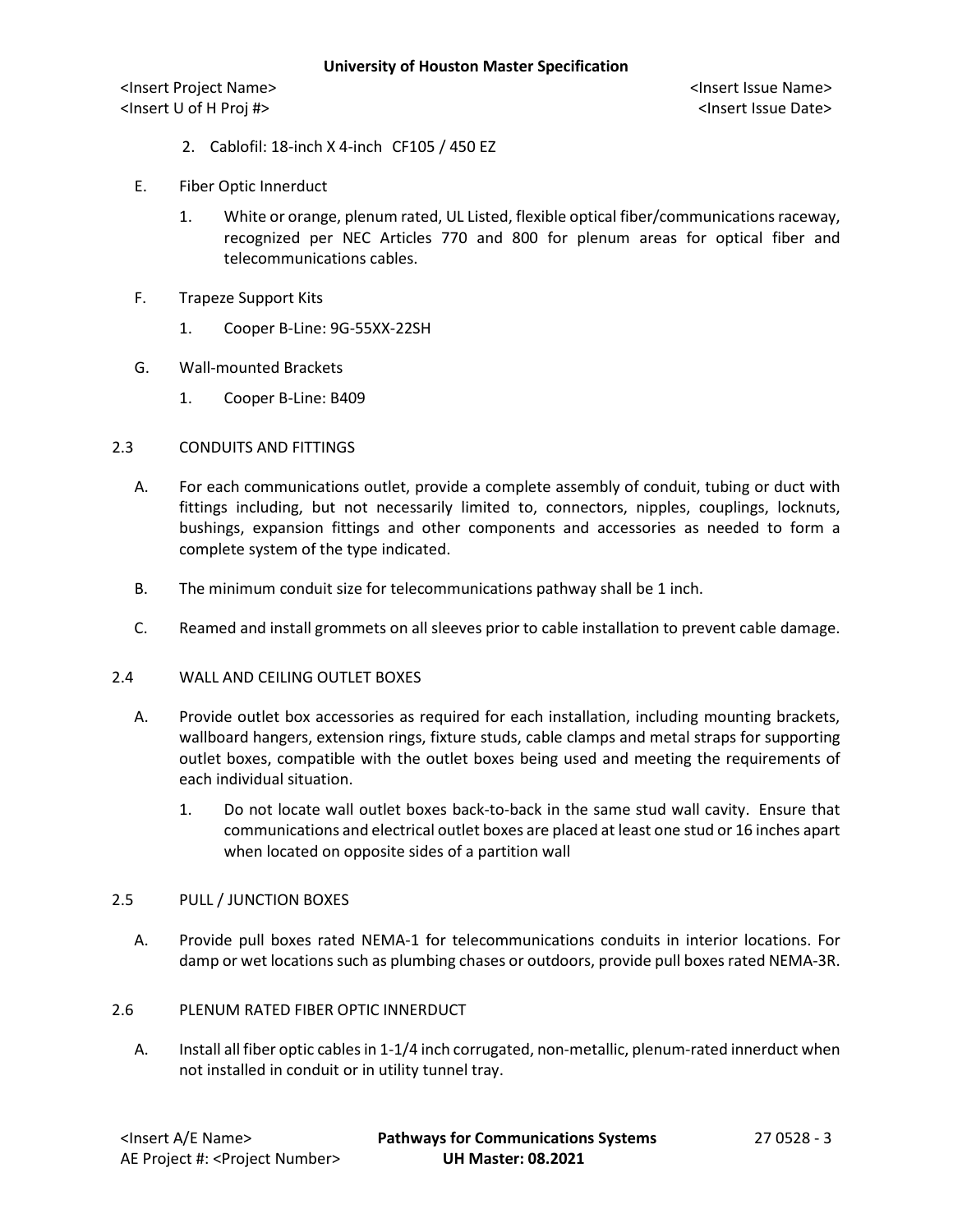2. Cablofil: 18-inch X 4-inch CF105 / 450 EZ

E. Fiber Optic Innerduct

1. White or orange, plenum rated, UL Listed, flexible optical fiber/communications raceway, recognized per NEC Articles 770 and 800 for plenum areas for optical fiber and telecommunications cables.

F. Trapeze Support Kits

1. Cooper B-Line: 9G-55XX-22SH

G. Wall-mounted Brackets

1. Cooper B-Line: B409

## 2.3 CONDUITS AND FITTINGS

A. For each communications outlet, provide a complete assembly of conduit, tubing or duct with fittings including, but not necessarily limited to, connectors, nipples, couplings, locknuts, bushings, expansion fittings and other components and accessories as needed to form a complete system of the type indicated.

B. The minimum conduit size for telecommunications pathway shall be 1 inch.

C. Reamed and install grommets on all sleeves prior to cable installation to prevent cable damage.

## 2.4 WALL AND CEILING OUTLET BOXES

A. Provide outlet box accessories as required for each installation, including mounting brackets, wallboard hangers, extension rings, fixture studs, cable clamps and metal straps for supporting outlet boxes, compatible with the outlet boxes being used and meeting the requirements of each individual situation.

1. Do not locate wall outlet boxes back-to-back in the same stud wall cavity. Ensure that communications and electrical outlet boxes are placed at least one stud or 16 inches apart when located on opposite sides of a partition wall

## 2.5 PULL / JUNCTION BOXES

A. Provide pull boxes rated NEMA-1 for telecommunications conduits in interior locations. For damp or wet locations such as plumbing chases or outdoors, provide pull boxes rated NEMA-3R.

## 2.6 PLENUM RATED FIBER OPTIC INNERDUCT

A. Install all fiber optic cables in 1-1/4 inch corrugated, non-metallic, plenum-rated innerduct when not installed in conduit or in utility tunnel tray.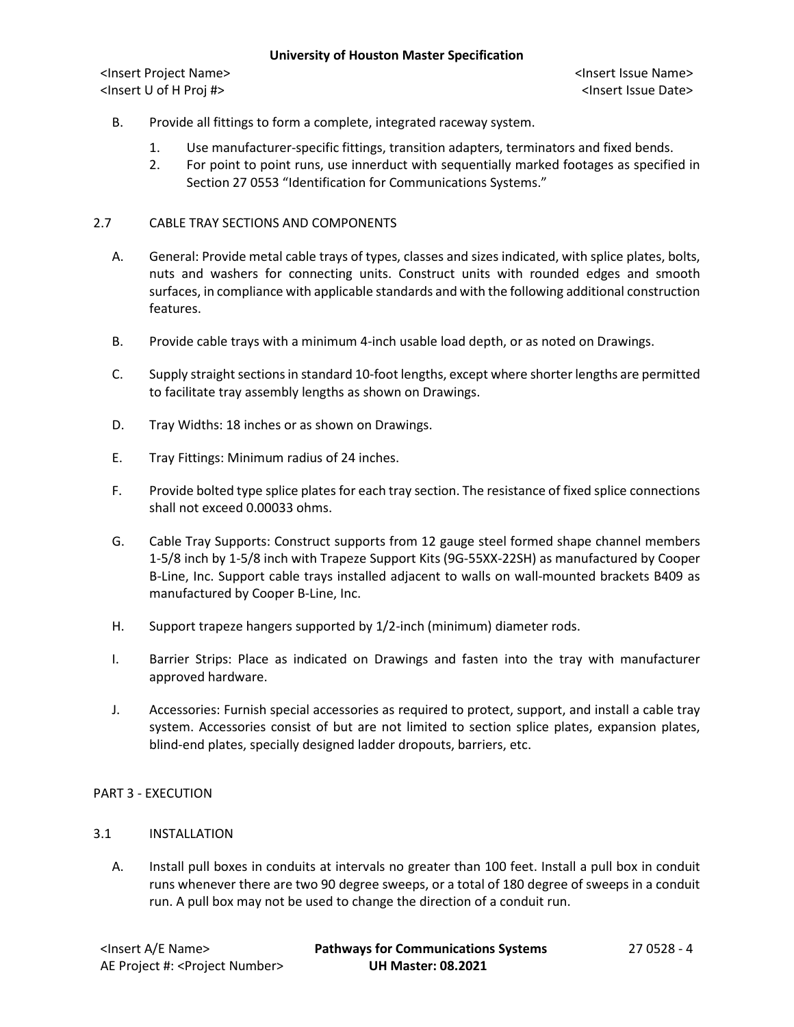B. Provide all fittings to form a complete, integrated raceway system.

   1. Use manufacturer-specific fittings, transition adapters, terminators and fixed bends.
   2. For point to point runs, use innerduct with sequentially marked footages as specified in Section 27 0553 "Identification for Communications Systems."

## 2.7 CABLE TRAY SECTIONS AND COMPONENTS

A. General: Provide metal cable trays of types, classes and sizes indicated, with splice plates, bolts, nuts and washers for connecting units. Construct units with rounded edges and smooth surfaces, in compliance with applicable standards and with the following additional construction features.

B. Provide cable trays with a minimum 4-inch usable load depth, or as noted on Drawings.

C. Supply straight sections in standard 10-foot lengths, except where shorter lengths are permitted to facilitate tray assembly lengths as shown on Drawings.

D. Tray Widths: 18 inches or as shown on Drawings.

E. Tray Fittings: Minimum radius of 24 inches.

F. Provide bolted type splice plates for each tray section. The resistance of fixed splice connections shall not exceed 0.00033 ohms.

G. Cable Tray Supports: Construct supports from 12 gauge steel formed shape channel members 1-5/8 inch by 1-5/8 inch with Trapeze Support Kits (9G-55XX-22SH) as manufactured by Cooper B-Line, Inc. Support cable trays installed adjacent to walls on wall-mounted brackets B409 as manufactured by Cooper B-Line, Inc.

H. Support trapeze hangers supported by 1/2-inch (minimum) diameter rods.

I. Barrier Strips: Place as indicated on Drawings and fasten into the tray with manufacturer approved hardware.

J. Accessories: Furnish special accessories as required to protect, support, and install a cable tray system. Accessories consist of but are not limited to section splice plates, expansion plates, blind-end plates, specially designed ladder dropouts, barriers, etc.

# PART 3 - EXECUTION

## 3.1 INSTALLATION

A. Install pull boxes in conduits at intervals no greater than 100 feet. Install a pull box in conduit runs whenever there are two 90 degree sweeps, or a total of 180 degree of sweeps in a conduit run. A pull box may not be used to change the direction of a conduit run.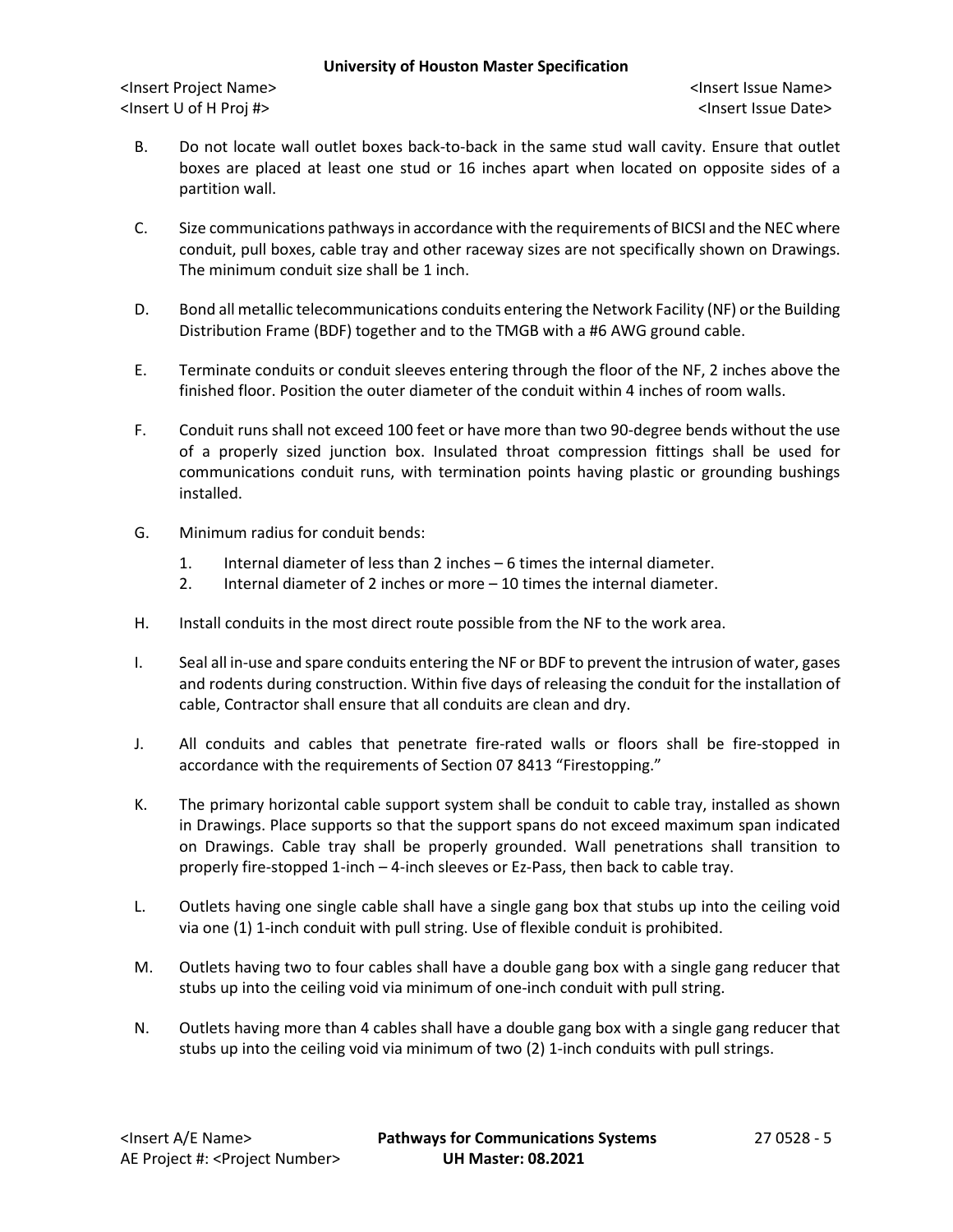B. Do not locate wall outlet boxes back-to-back in the same stud wall cavity. Ensure that outlet boxes are placed at least one stud or 16 inches apart when located on opposite sides of a partition wall.

C. Size communications pathways in accordance with the requirements of BICSI and the NEC where conduit, pull boxes, cable tray and other raceway sizes are not specifically shown on Drawings. The minimum conduit size shall be 1 inch.

D. Bond all metallic telecommunications conduits entering the Network Facility (NF) or the Building Distribution Frame (BDF) together and to the TMGB with a #6 AWG ground cable.

E. Terminate conduits or conduit sleeves entering through the floor of the NF, 2 inches above the finished floor. Position the outer diameter of the conduit within 4 inches of room walls.

F. Conduit runs shall not exceed 100 feet or have more than two 90-degree bends without the use of a properly sized junction box. Insulated throat compression fittings shall be used for communications conduit runs, with termination points having plastic or grounding bushings installed.

G. Minimum radius for conduit bends:

   1. Internal diameter of less than 2 inches – 6 times the internal diameter.
   2. Internal diameter of 2 inches or more – 10 times the internal diameter.

H. Install conduits in the most direct route possible from the NF to the work area.

I. Seal all in-use and spare conduits entering the NF or BDF to prevent the intrusion of water, gases and rodents during construction. Within five days of releasing the conduit for the installation of cable, Contractor shall ensure that all conduits are clean and dry.

J. All conduits and cables that penetrate fire-rated walls or floors shall be fire-stopped in accordance with the requirements of Section 07 8413 "Firestopping."

K. The primary horizontal cable support system shall be conduit to cable tray, installed as shown in Drawings. Place supports so that the support spans do not exceed maximum span indicated on Drawings. Cable tray shall be properly grounded. Wall penetrations shall transition to properly fire-stopped 1-inch – 4-inch sleeves or Ez-Pass, then back to cable tray.

L. Outlets having one single cable shall have a single gang box that stubs up into the ceiling void via one (1) 1-inch conduit with pull string. Use of flexible conduit is prohibited.

M. Outlets having two to four cables shall have a double gang box with a single gang reducer that stubs up into the ceiling void via minimum of one-inch conduit with pull string.

N. Outlets having more than 4 cables shall have a double gang box with a single gang reducer that stubs up into the ceiling void via minimum of two (2) 1-inch conduits with pull strings.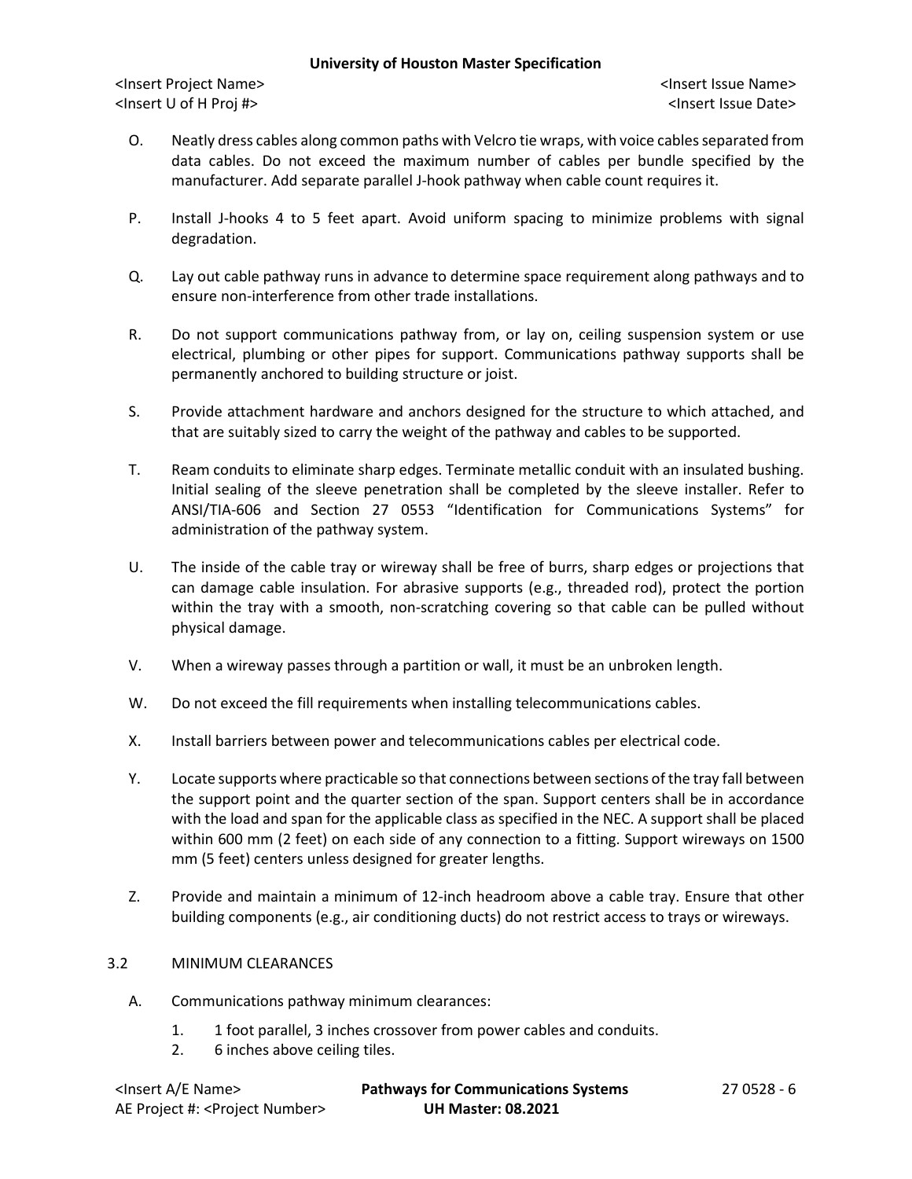O. Neatly dress cables along common paths with Velcro tie wraps, with voice cables separated from data cables. Do not exceed the maximum number of cables per bundle specified by the manufacturer. Add separate parallel J-hook pathway when cable count requires it.

P. Install J-hooks 4 to 5 feet apart. Avoid uniform spacing to minimize problems with signal degradation.

Q. Lay out cable pathway runs in advance to determine space requirement along pathways and to ensure non-interference from other trade installations.

R. Do not support communications pathway from, or lay on, ceiling suspension system or use electrical, plumbing or other pipes for support. Communications pathway supports shall be permanently anchored to building structure or joist.

S. Provide attachment hardware and anchors designed for the structure to which attached, and that are suitably sized to carry the weight of the pathway and cables to be supported.

T. Ream conduits to eliminate sharp edges. Terminate metallic conduit with an insulated bushing. Initial sealing of the sleeve penetration shall be completed by the sleeve installer. Refer to ANSI/TIA-606 and Section 27 0553 "Identification for Communications Systems" for administration of the pathway system.

U. The inside of the cable tray or wireway shall be free of burrs, sharp edges or projections that can damage cable insulation. For abrasive supports (e.g., threaded rod), protect the portion within the tray with a smooth, non-scratching covering so that cable can be pulled without physical damage.

V. When a wireway passes through a partition or wall, it must be an unbroken length.

W. Do not exceed the fill requirements when installing telecommunications cables.

X. Install barriers between power and telecommunications cables per electrical code.

Y. Locate supports where practicable so that connections between sections of the tray fall between the support point and the quarter section of the span. Support centers shall be in accordance with the load and span for the applicable class as specified in the NEC. A support shall be placed within 600 mm (2 feet) on each side of any connection to a fitting. Support wireways on 1500 mm (5 feet) centers unless designed for greater lengths.

Z. Provide and maintain a minimum of 12-inch headroom above a cable tray. Ensure that other building components (e.g., air conditioning ducts) do not restrict access to trays or wireways.

## 3.2 MINIMUM CLEARANCES

A. Communications pathway minimum clearances:

1. 1 foot parallel, 3 inches crossover from power cables and conduits.
2. 6 inches above ceiling tiles.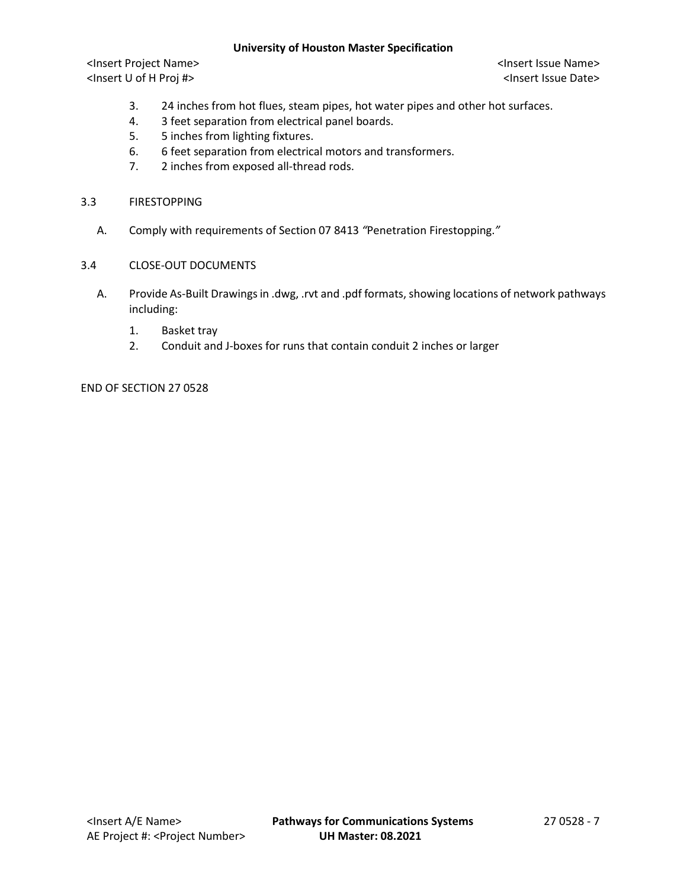3. 24 inches from hot flues, steam pipes, hot water pipes and other hot surfaces.
4. 3 feet separation from electrical panel boards.
5. 5 inches from lighting fixtures.
6. 6 feet separation from electrical motors and transformers.
7. 2 inches from exposed all-thread rods.

## 3.3 FIRESTOPPING

A. Comply with requirements of Section 07 8413 *"*Penetration Firestopping.*"*

## 3.4 CLOSE-OUT DOCUMENTS

A. Provide As-Built Drawings in .dwg, .rvt and .pdf formats, showing locations of network pathways including:

1. Basket tray
2. Conduit and J-boxes for runs that contain conduit 2 inches or larger

END OF SECTION 27 0528